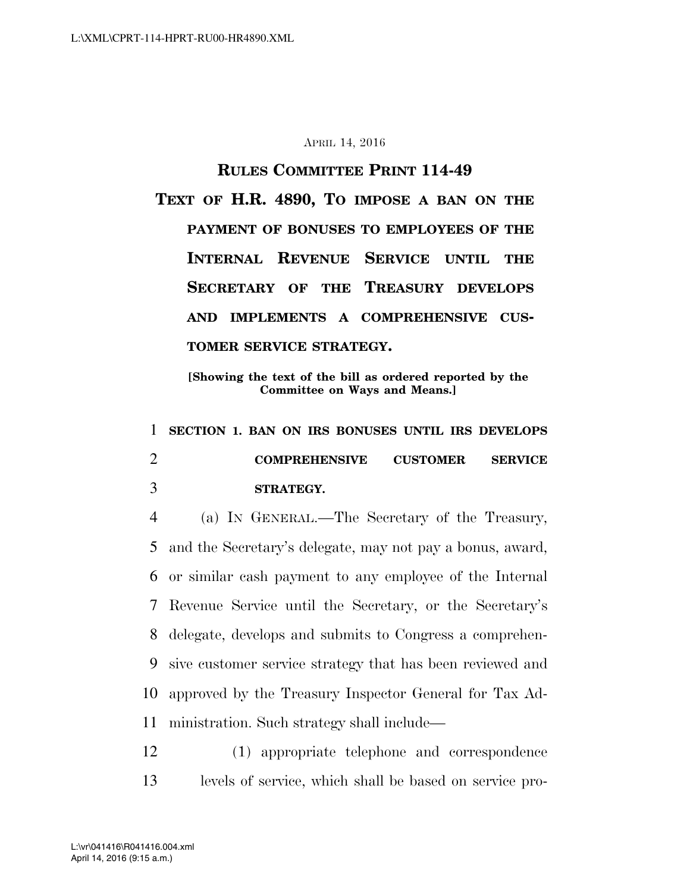April 14, 2016

# Rules Committee Print 114-49

## Text of H.R. 4890, To impose a ban on the payment of bonuses to employees of the Internal Revenue Service until the Secretary of the Treasury develops and implements a comprehensive customer service strategy.

**[Showing the text of the bill as ordered reported by the Committee on Ways and Means.]**

### SECTION 1. BAN ON IRS BONUSES UNTIL IRS DEVELOPS COMPREHENSIVE CUSTOMER SERVICE STRATEGY.

(a) In General.—The Secretary of the Treasury, and the Secretary's delegate, may not pay a bonus, award, or similar cash payment to any employee of the Internal Revenue Service until the Secretary, or the Secretary's delegate, develops and submits to Congress a comprehensive customer service strategy that has been reviewed and approved by the Treasury Inspector General for Tax Administration. Such strategy shall include—

(1) appropriate telephone and correspondence levels of service, which shall be based on service pro-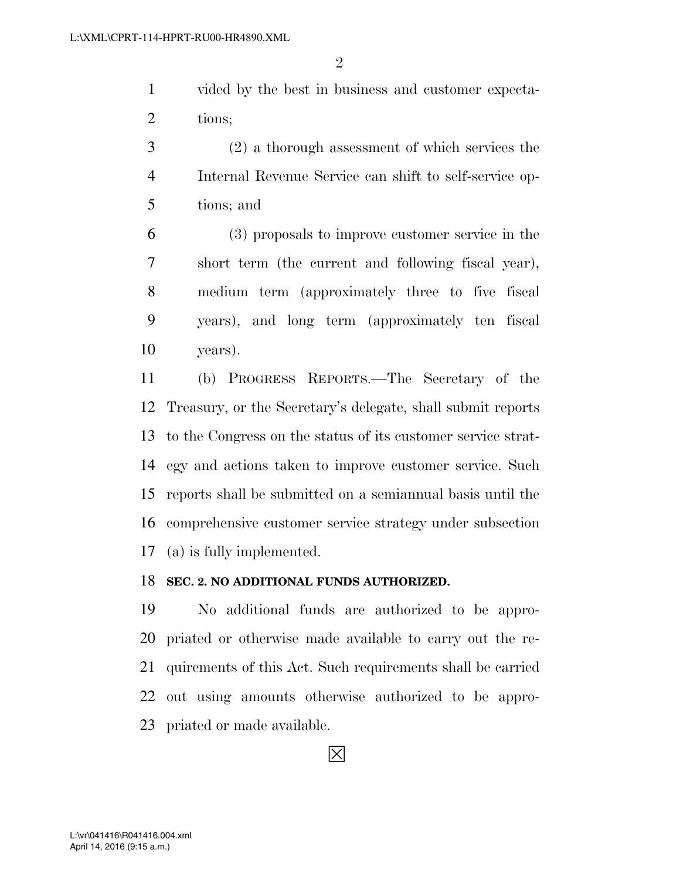vided by the best in business and customer expectations;

(2) a thorough assessment of which services the Internal Revenue Service can shift to self-service options; and

(3) proposals to improve customer service in the short term (the current and following fiscal year), medium term (approximately three to five fiscal years), and long term (approximately ten fiscal years).

(b) PROGRESS REPORTS.—The Secretary of the Treasury, or the Secretary's delegate, shall submit reports to the Congress on the status of its customer service strategy and actions taken to improve customer service. Such reports shall be submitted on a semiannual basis until the comprehensive customer service strategy under subsection (a) is fully implemented.

**SEC. 2. NO ADDITIONAL FUNDS AUTHORIZED.**

No additional funds are authorized to be appropriated or otherwise made available to carry out the requirements of this Act. Such requirements shall be carried out using amounts otherwise authorized to be appropriated or made available.